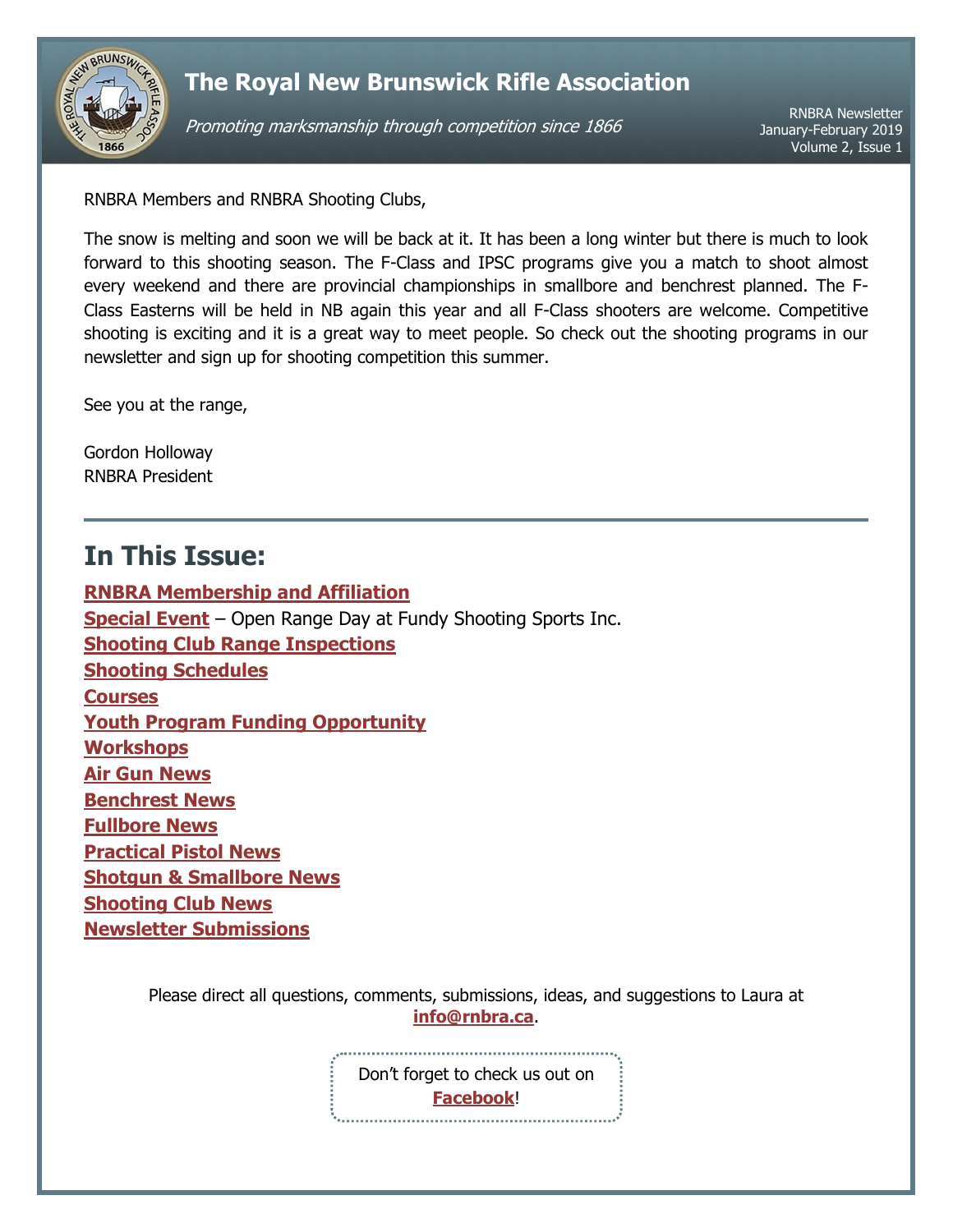# The Royal New Brunswick Rifle Association

*Promoting marksmanship through competition since 1866*

RNBRA Newsletter
January-February 2019
Volume 2, Issue 1

RNBRA Members and RNBRA Shooting Clubs,

The snow is melting and soon we will be back at it. It has been a long winter but there is much to look forward to this shooting season. The F-Class and IPSC programs give you a match to shoot almost every weekend and there are provincial championships in smallbore and benchrest planned. The F-Class Easterns will be held in NB again this year and all F-Class shooters are welcome. Competitive shooting is exciting and it is a great way to meet people. So check out the shooting programs in our newsletter and sign up for shooting competition this summer.

See you at the range,

Gordon Holloway
RNBRA President

---

## In This Issue:

**RNBRA Membership and Affiliation**
**Special Event** – Open Range Day at Fundy Shooting Sports Inc.
**Shooting Club Range Inspections**
**Shooting Schedules**
**Courses**
**Youth Program Funding Opportunity**
**Workshops**
**Air Gun News**
**Benchrest News**
**Fullbore News**
**Practical Pistol News**
**Shotgun & Smallbore News**
**Shooting Club News**
**Newsletter Submissions**

Please direct all questions, comments, submissions, ideas, and suggestions to Laura at **info@rnbra.ca**.

Don't forget to check us out on **Facebook**!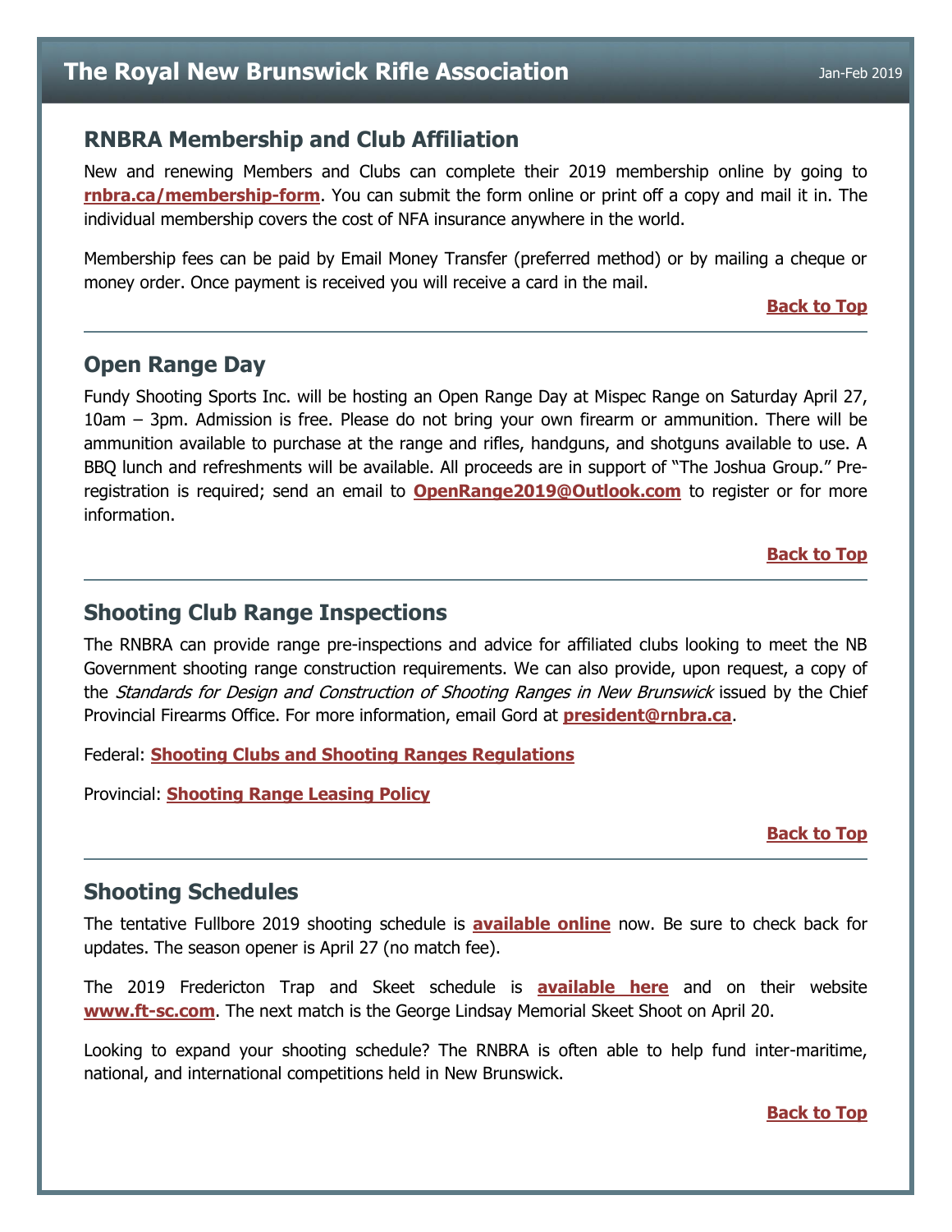## RNBRA Membership and Club Affiliation

New and renewing Members and Clubs can complete their 2019 membership online by going to **rnbra.ca/membership-form**. You can submit the form online or print off a copy and mail it in. The individual membership covers the cost of NFA insurance anywhere in the world.

Membership fees can be paid by Email Money Transfer (preferred method) or by mailing a cheque or money order. Once payment is received you will receive a card in the mail.

**Back to Top**

---

## Open Range Day

Fundy Shooting Sports Inc. will be hosting an Open Range Day at Mispec Range on Saturday April 27, 10am – 3pm. Admission is free. Please do not bring your own firearm or ammunition. There will be ammunition available to purchase at the range and rifles, handguns, and shotguns available to use. A BBQ lunch and refreshments will be available. All proceeds are in support of "The Joshua Group." Pre-registration is required; send an email to **OpenRange2019@Outlook.com** to register or for more information.

**Back to Top**

---

## Shooting Club Range Inspections

The RNBRA can provide range pre-inspections and advice for affiliated clubs looking to meet the NB Government shooting range construction requirements. We can also provide, upon request, a copy of the *Standards for Design and Construction of Shooting Ranges in New Brunswick* issued by the Chief Provincial Firearms Office. For more information, email Gord at **president@rnbra.ca**.

Federal: **Shooting Clubs and Shooting Ranges Regulations**

Provincial: **Shooting Range Leasing Policy**

**Back to Top**

---

## Shooting Schedules

The tentative Fullbore 2019 shooting schedule is **available online** now. Be sure to check back for updates. The season opener is April 27 (no match fee).

The 2019 Fredericton Trap and Skeet schedule is **available here** and on their website **www.ft-sc.com**. The next match is the George Lindsay Memorial Skeet Shoot on April 20.

Looking to expand your shooting schedule? The RNBRA is often able to help fund inter-maritime, national, and international competitions held in New Brunswick.

**Back to Top**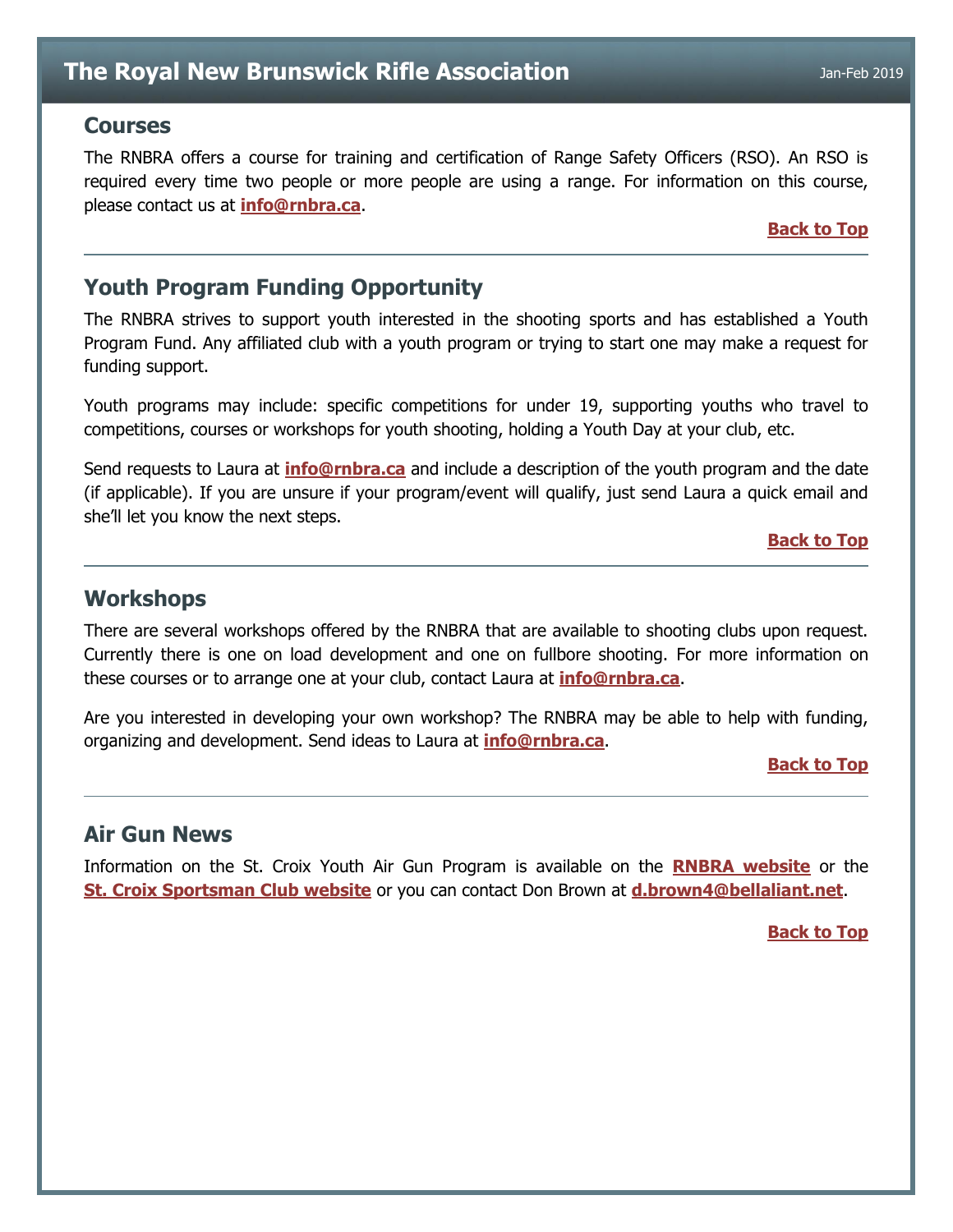## Courses

The RNBRA offers a course for training and certification of Range Safety Officers (RSO). An RSO is required every time two people or more people are using a range. For information on this course, please contact us at **info@rnbra.ca**.

**Back to Top**

---

## Youth Program Funding Opportunity

The RNBRA strives to support youth interested in the shooting sports and has established a Youth Program Fund. Any affiliated club with a youth program or trying to start one may make a request for funding support.

Youth programs may include: specific competitions for under 19, supporting youths who travel to competitions, courses or workshops for youth shooting, holding a Youth Day at your club, etc.

Send requests to Laura at **info@rnbra.ca** and include a description of the youth program and the date (if applicable). If you are unsure if your program/event will qualify, just send Laura a quick email and she'll let you know the next steps.

**Back to Top**

---

## Workshops

There are several workshops offered by the RNBRA that are available to shooting clubs upon request. Currently there is one on load development and one on fullbore shooting. For more information on these courses or to arrange one at your club, contact Laura at **info@rnbra.ca**.

Are you interested in developing your own workshop? The RNBRA may be able to help with funding, organizing and development. Send ideas to Laura at **info@rnbra.ca**.

**Back to Top**

---

## Air Gun News

Information on the St. Croix Youth Air Gun Program is available on the **RNBRA website** or the **St. Croix Sportsman Club website** or you can contact Don Brown at **d.brown4@bellaliant.net**.

**Back to Top**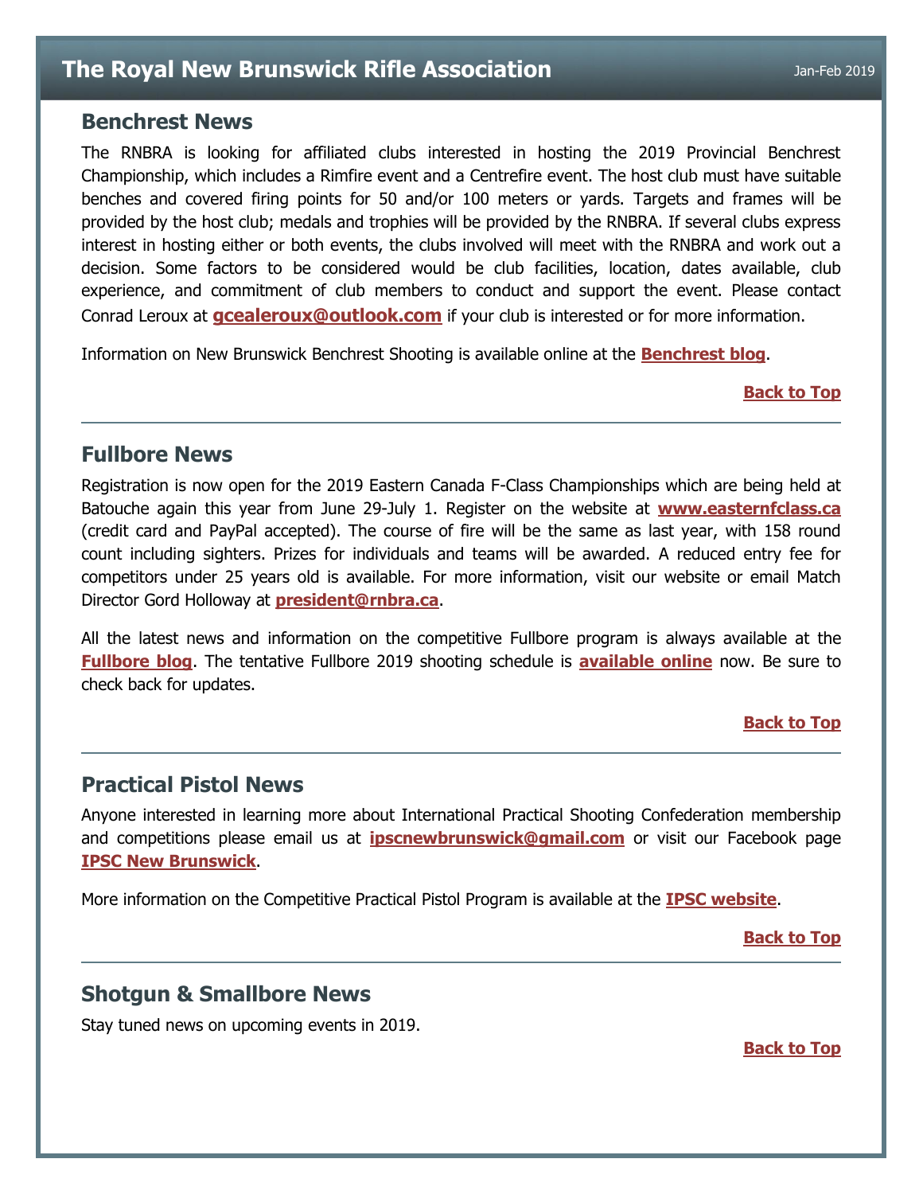## Benchrest News

The RNBRA is looking for affiliated clubs interested in hosting the 2019 Provincial Benchrest Championship, which includes a Rimfire event and a Centrefire event. The host club must have suitable benches and covered firing points for 50 and/or 100 meters or yards. Targets and frames will be provided by the host club; medals and trophies will be provided by the RNBRA. If several clubs express interest in hosting either or both events, the clubs involved will meet with the RNBRA and work out a decision. Some factors to be considered would be club facilities, location, dates available, club experience, and commitment of club members to conduct and support the event. Please contact Conrad Leroux at **gcealeroux@outlook.com** if your club is interested or for more information.

Information on New Brunswick Benchrest Shooting is available online at the **Benchrest blog**.

**Back to Top**

---

## Fullbore News

Registration is now open for the 2019 Eastern Canada F-Class Championships which are being held at Batouche again this year from June 29-July 1. Register on the website at **www.easternfclass.ca** (credit card and PayPal accepted). The course of fire will be the same as last year, with 158 round count including sighters. Prizes for individuals and teams will be awarded. A reduced entry fee for competitors under 25 years old is available. For more information, visit our website or email Match Director Gord Holloway at **president@rnbra.ca**.

All the latest news and information on the competitive Fullbore program is always available at the **Fullbore blog**. The tentative Fullbore 2019 shooting schedule is **available online** now. Be sure to check back for updates.

**Back to Top**

---

## Practical Pistol News

Anyone interested in learning more about International Practical Shooting Confederation membership and competitions please email us at **ipscnewbrunswick@gmail.com** or visit our Facebook page **IPSC New Brunswick**.

More information on the Competitive Practical Pistol Program is available at the **IPSC website**.

**Back to Top**

---

## Shotgun & Smallbore News

Stay tuned news on upcoming events in 2019.

**Back to Top**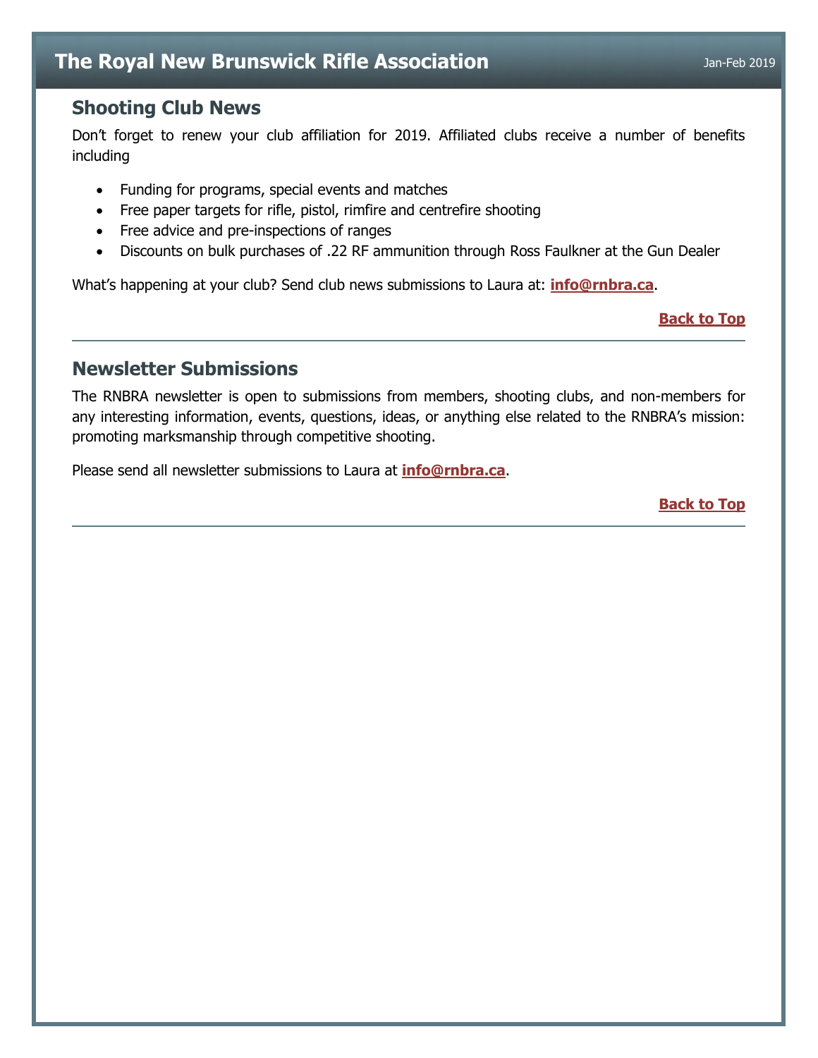## Shooting Club News

Don't forget to renew your club affiliation for 2019. Affiliated clubs receive a number of benefits including

- Funding for programs, special events and matches
- Free paper targets for rifle, pistol, rimfire and centrefire shooting
- Free advice and pre-inspections of ranges
- Discounts on bulk purchases of .22 RF ammunition through Ross Faulkner at the Gun Dealer

What's happening at your club? Send club news submissions to Laura at: **info@rnbra.ca**.

**Back to Top**

---

## Newsletter Submissions

The RNBRA newsletter is open to submissions from members, shooting clubs, and non-members for any interesting information, events, questions, ideas, or anything else related to the RNBRA's mission: promoting marksmanship through competitive shooting.

Please send all newsletter submissions to Laura at **info@rnbra.ca**.

**Back to Top**

---